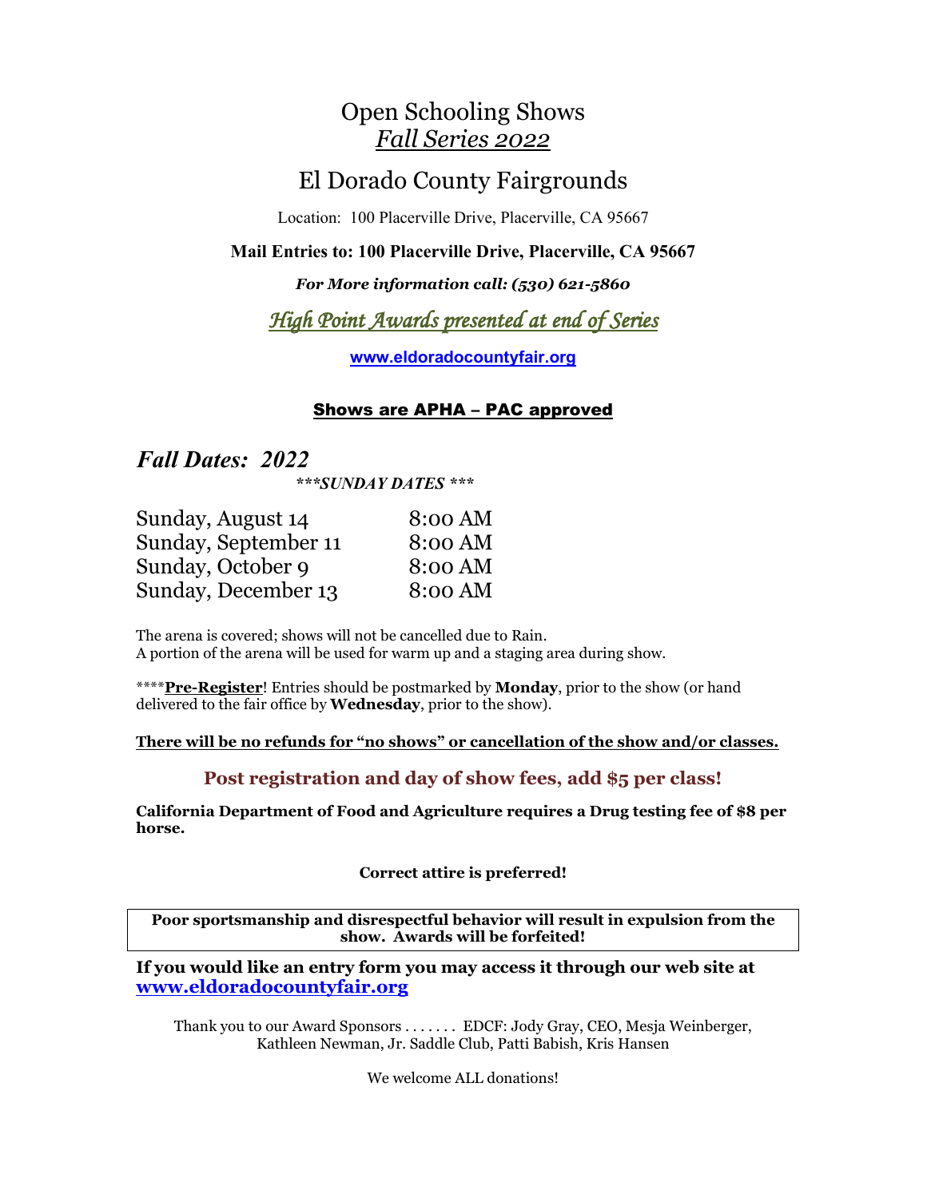# Open Schooling Shows
## *Fall Series 2022*

# El Dorado County Fairgrounds

Location: 100 Placerville Drive, Placerville, CA 95667

**Mail Entries to: 100 Placerville Drive, Placerville, CA 95667**

***For More information call: (530) 621-5860***

*High Point Awards presented at end of Series*

**www.eldoradocountyfair.org**

**Shows are APHA – PAC approved**

## *Fall Dates: 2022*

***\*\*\*SUNDAY DATES \*\*\****

| | |
|---|---|
| Sunday, August 14 | 8:00 AM |
| Sunday, September 11 | 8:00 AM |
| Sunday, October 9 | 8:00 AM |
| Sunday, December 13 | 8:00 AM |

The arena is covered; shows will not be cancelled due to Rain.
A portion of the arena will be used for warm up and a staging area during show.

\*\*\*\***Pre-Register**! Entries should be postmarked by **Monday**, prior to the show (or hand delivered to the fair office by **Wednesday**, prior to the show).

**There will be no refunds for "no shows" or cancellation of the show and/or classes.**

**Post registration and day of show fees, add $5 per class!**

**California Department of Food and Agriculture requires a Drug testing fee of $8 per horse.**

**Correct attire is preferred!**

**Poor sportsmanship and disrespectful behavior will result in expulsion from the show. Awards will be forfeited!**

**If you would like an entry form you may access it through our web site at www.eldoradocountyfair.org**

Thank you to our Award Sponsors . . . . . . . EDCF: Jody Gray, CEO, Mesja Weinberger, Kathleen Newman, Jr. Saddle Club, Patti Babish, Kris Hansen

We welcome ALL donations!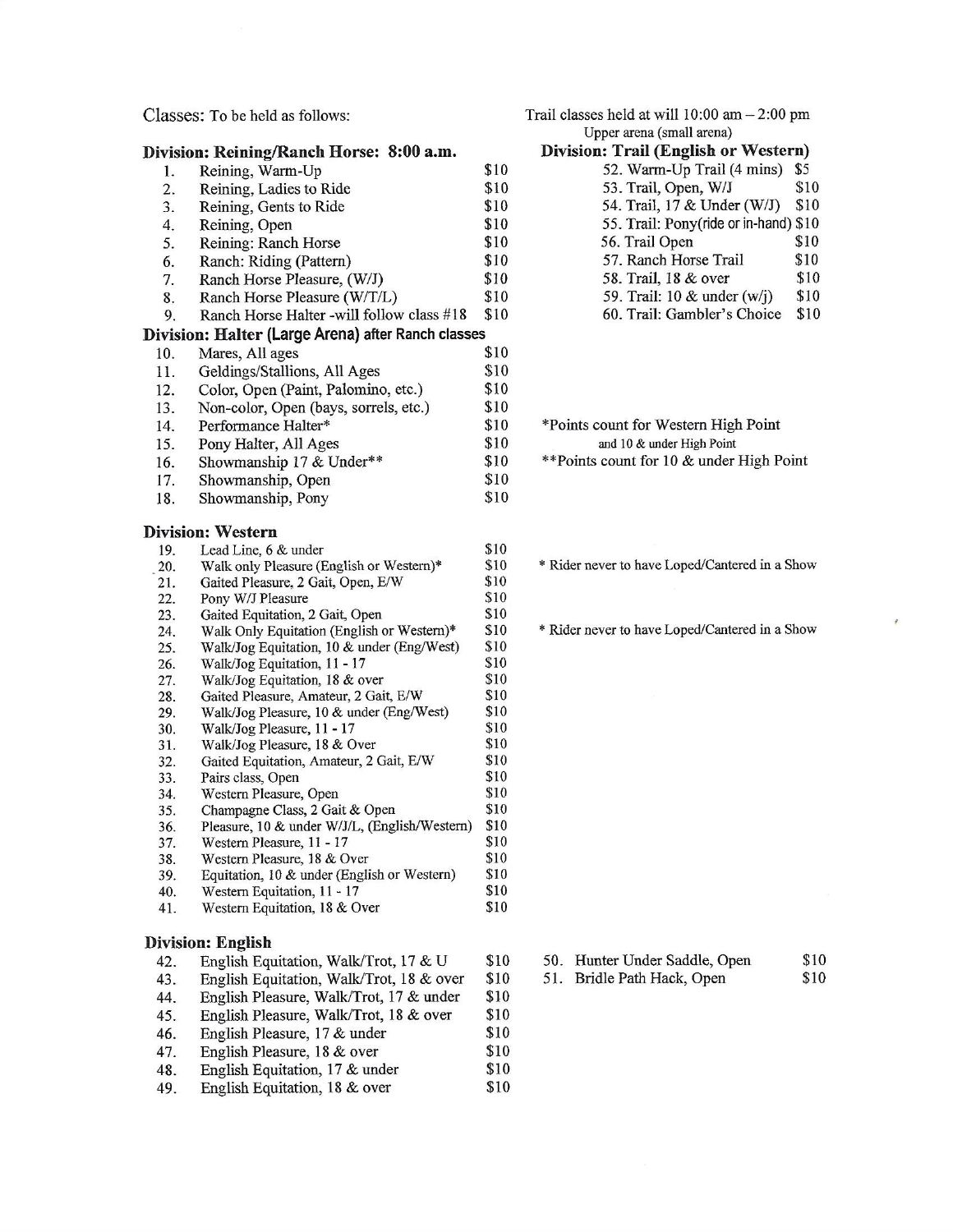Classes: To be held as follows:

### Division: Reining/Ranch Horse: 8:00 a.m.

| # | Class | Fee |
|---|---|---|
| 1. | Reining, Warm-Up | $10 |
| 2. | Reining, Ladies to Ride | $10 |
| 3. | Reining, Gents to Ride | $10 |
| 4. | Reining, Open | $10 |
| 5. | Reining: Ranch Horse | $10 |
| 6. | Ranch: Riding (Pattern) | $10 |
| 7. | Ranch Horse Pleasure, (W/J) | $10 |
| 8. | Ranch Horse Pleasure (W/T/L) | $10 |
| 9. | Ranch Horse Halter -will follow class #18 | $10 |

### Division: Halter (Large Arena) after Ranch classes

| # | Class | Fee |
|---|---|---|
| 10. | Mares, All ages | $10 |
| 11. | Geldings/Stallions, All Ages | $10 |
| 12. | Color, Open (Paint, Palomino, etc.) | $10 |
| 13. | Non-color, Open (bays, sorrels, etc.) | $10 |
| 14. | Performance Halter* | $10 |
| 15. | Pony Halter, All Ages | $10 |
| 16. | Showmanship 17 & Under** | $10 |
| 17. | Showmanship, Open | $10 |
| 18. | Showmanship, Pony | $10 |

*Points count for Western High Point and 10 & under High Point

**Points count for 10 & under High Point

### Division: Western

| # | Class | Fee |
|---|---|---|
| 19. | Lead Line, 6 & under | $10 |
| 20. | Walk only Pleasure (English or Western)* | $10 |
| 21. | Gaited Pleasure, 2 Gait, Open, E/W | $10 |
| 22. | Pony W/J Pleasure | $10 |
| 23. | Gaited Equitation, 2 Gait, Open | $10 |
| 24. | Walk Only Equitation (English or Western)* | $10 |
| 25. | Walk/Jog Equitation, 10 & under (Eng/West) | $10 |
| 26. | Walk/Jog Equitation, 11 - 17 | $10 |
| 27. | Walk/Jog Equitation, 18 & over | $10 |
| 28. | Gaited Pleasure, Amateur, 2 Gait, E/W | $10 |
| 29. | Walk/Jog Pleasure, 10 & under (Eng/West) | $10 |
| 30. | Walk/Jog Pleasure, 11 - 17 | $10 |
| 31. | Walk/Jog Pleasure, 18 & Over | $10 |
| 32. | Gaited Equitation, Amateur, 2 Gait, E/W | $10 |
| 33. | Pairs class, Open | $10 |
| 34. | Western Pleasure, Open | $10 |
| 35. | Champagne Class, 2 Gait & Open | $10 |
| 36. | Pleasure, 10 & under W/J/L, (English/Western) | $10 |
| 37. | Western Pleasure, 11 - 17 | $10 |
| 38. | Western Pleasure, 18 & Over | $10 |
| 39. | Equitation, 10 & under (English or Western) | $10 |
| 40. | Western Equitation, 11 - 17 | $10 |
| 41. | Western Equitation, 18 & Over | $10 |

\* Rider never to have Loped/Cantered in a Show (classes 20 and 24)

### Division: English

| # | Class | Fee |
|---|---|---|
| 42. | English Equitation, Walk/Trot, 17 & U | $10 |
| 43. | English Equitation, Walk/Trot, 18 & over | $10 |
| 44. | English Pleasure, Walk/Trot, 17 & under | $10 |
| 45. | English Pleasure, Walk/Trot, 18 & over | $10 |
| 46. | English Pleasure, 17 & under | $10 |
| 47. | English Pleasure, 18 & over | $10 |
| 48. | English Equitation, 17 & under | $10 |
| 49. | English Equitation, 18 & over | $10 |
| 50. | Hunter Under Saddle, Open | $10 |
| 51. | Bridle Path Hack, Open | $10 |

Trail classes held at will 10:00 am – 2:00 pm
Upper arena (small arena)

### Division: Trail (English or Western)

| # | Class | Fee |
|---|---|---|
| 52. | Warm-Up Trail (4 mins) | $5 |
| 53. | Trail, Open, W/J | $10 |
| 54. | Trail, 17 & Under (W/J) | $10 |
| 55. | Trail: Pony(ride or in-hand) | $10 |
| 56. | Trail Open | $10 |
| 57. | Ranch Horse Trail | $10 |
| 58. | Trail, 18 & over | $10 |
| 59. | Trail: 10 & under (w/j) | $10 |
| 60. | Trail: Gambler's Choice | $10 |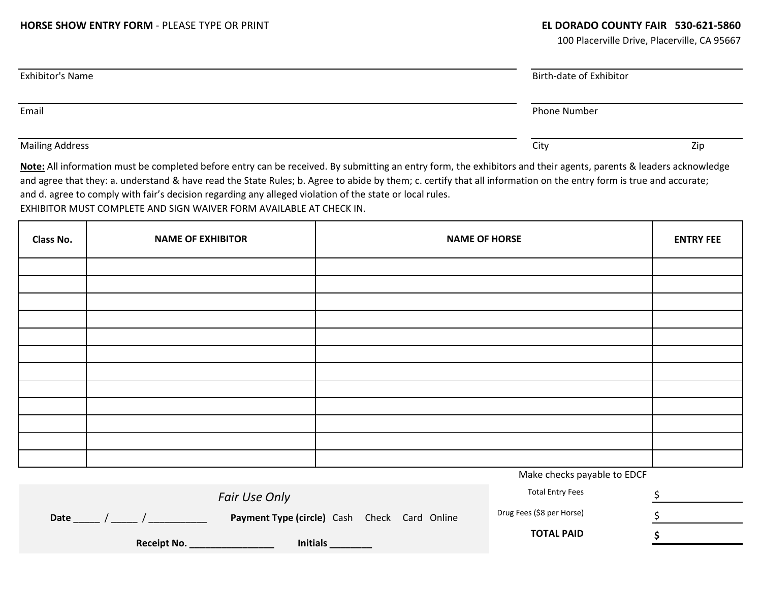**HORSE SHOW ENTRY FORM** - PLEASE TYPE OR PRINT

**EL DORADO COUNTY FAIR 530-621-5860**
100 Placerville Drive, Placerville, CA 95667

Exhibitor's Name ____________________ Birth-date of Exhibitor ____________________

Email ____________________ Phone Number ____________________

Mailing Address ____________________ City ____________________ Zip ________

**Note:** All information must be completed before entry can be received. By submitting an entry form, the exhibitors and their agents, parents & leaders acknowledge and agree that they: a. understand & have read the State Rules; b. Agree to abide by them; c. certify that all information on the entry form is true and accurate; and d. agree to comply with fair's decision regarding any alleged violation of the state or local rules.
EXHIBITOR MUST COMPLETE AND SIGN WAIVER FORM AVAILABLE AT CHECK IN.

| Class No. | NAME OF EXHIBITOR | NAME OF HORSE | ENTRY FEE |
|---|---|---|---|
| | | | |
| | | | |
| | | | |
| | | | |
| | | | |
| | | | |
| | | | |
| | | | |
| | | | |
| | | | |
| | | | |
| | | | |

Make checks payable to EDCF

Total Entry Fees $ ________

Drug Fees ($8 per Horse) $ ________

**TOTAL PAID** **$** ________

*Fair Use Only*

**Date** _____ / _____ / ___________ **Payment Type (circle)** Cash Check Card Online

**Receipt No.** ________________ **Initials** ________